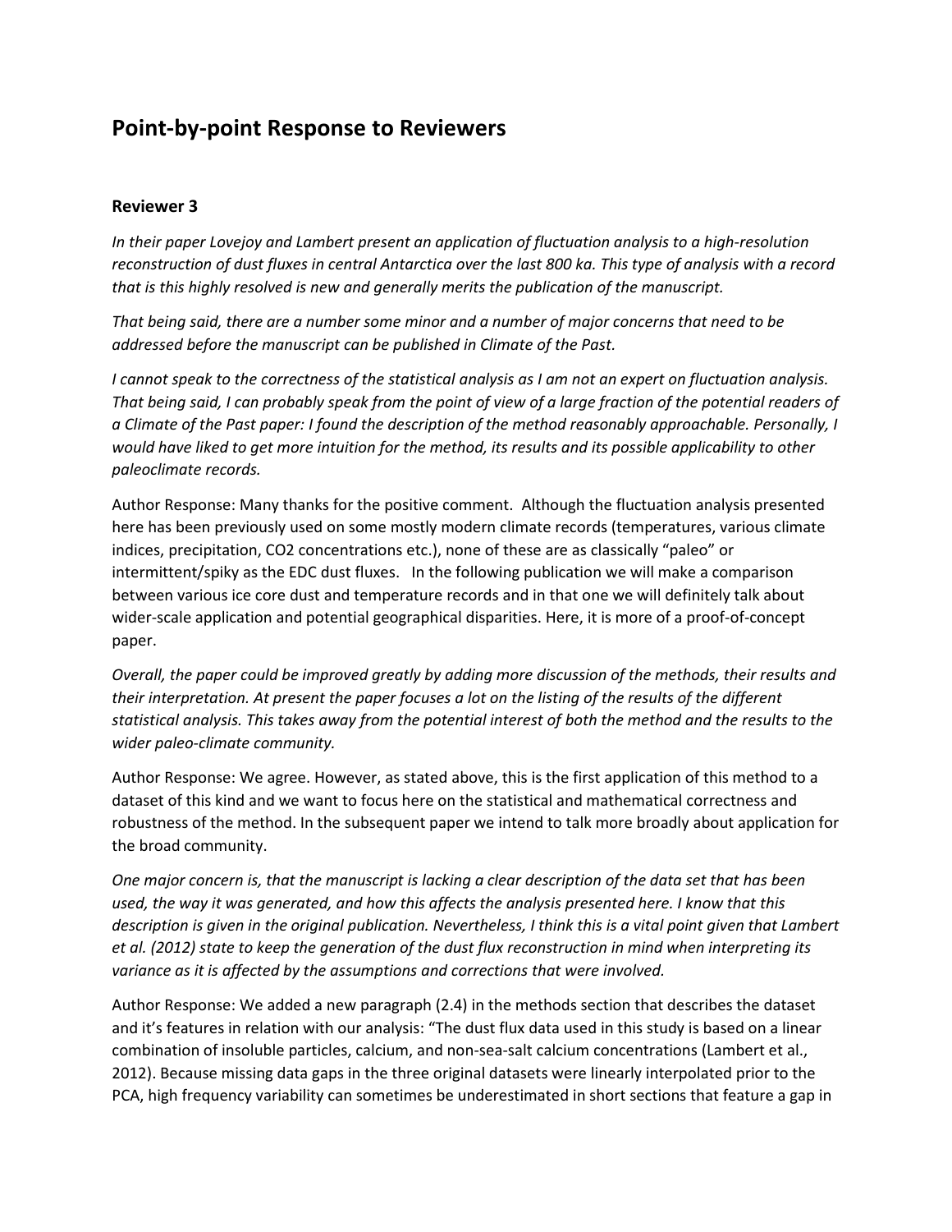# Point-by-point Response to Reviewers

## Reviewer 3

*In their paper Lovejoy and Lambert present an application of fluctuation analysis to a high-resolution reconstruction of dust fluxes in central Antarctica over the last 800 ka. This type of analysis with a record that is this highly resolved is new and generally merits the publication of the manuscript.*

*That being said, there are a number some minor and a number of major concerns that need to be addressed before the manuscript can be published in Climate of the Past.*

*I cannot speak to the correctness of the statistical analysis as I am not an expert on fluctuation analysis. That being said, I can probably speak from the point of view of a large fraction of the potential readers of a Climate of the Past paper: I found the description of the method reasonably approachable. Personally, I would have liked to get more intuition for the method, its results and its possible applicability to other paleoclimate records.*

Author Response: Many thanks for the positive comment. Although the fluctuation analysis presented here has been previously used on some mostly modern climate records (temperatures, various climate indices, precipitation, CO2 concentrations etc.), none of these are as classically "paleo" or intermittent/spiky as the EDC dust fluxes. In the following publication we will make a comparison between various ice core dust and temperature records and in that one we will definitely talk about wider-scale application and potential geographical disparities. Here, it is more of a proof-of-concept paper.

*Overall, the paper could be improved greatly by adding more discussion of the methods, their results and their interpretation. At present the paper focuses a lot on the listing of the results of the different statistical analysis. This takes away from the potential interest of both the method and the results to the wider paleo-climate community.*

Author Response: We agree. However, as stated above, this is the first application of this method to a dataset of this kind and we want to focus here on the statistical and mathematical correctness and robustness of the method. In the subsequent paper we intend to talk more broadly about application for the broad community.

*One major concern is, that the manuscript is lacking a clear description of the data set that has been used, the way it was generated, and how this affects the analysis presented here. I know that this description is given in the original publication. Nevertheless, I think this is a vital point given that Lambert et al. (2012) state to keep the generation of the dust flux reconstruction in mind when interpreting its variance as it is affected by the assumptions and corrections that were involved.*

Author Response: We added a new paragraph (2.4) in the methods section that describes the dataset and it's features in relation with our analysis: "The dust flux data used in this study is based on a linear combination of insoluble particles, calcium, and non-sea-salt calcium concentrations (Lambert et al., 2012). Because missing data gaps in the three original datasets were linearly interpolated prior to the PCA, high frequency variability can sometimes be underestimated in short sections that feature a gap in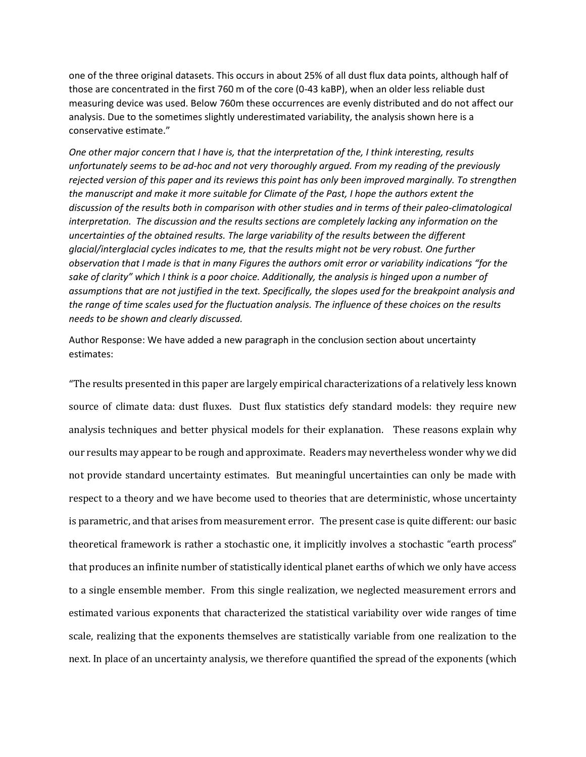one of the three original datasets. This occurs in about 25% of all dust flux data points, although half of those are concentrated in the first 760 m of the core (0-43 kaBP), when an older less reliable dust measuring device was used. Below 760m these occurrences are evenly distributed and do not affect our analysis. Due to the sometimes slightly underestimated variability, the analysis shown here is a conservative estimate."

*One other major concern that I have is, that the interpretation of the, I think interesting, results unfortunately seems to be ad-hoc and not very thoroughly argued. From my reading of the previously rejected version of this paper and its reviews this point has only been improved marginally. To strengthen the manuscript and make it more suitable for Climate of the Past, I hope the authors extent the discussion of the results both in comparison with other studies and in terms of their paleo-climatological interpretation. The discussion and the results sections are completely lacking any information on the uncertainties of the obtained results. The large variability of the results between the different glacial/interglacial cycles indicates to me, that the results might not be very robust. One further observation that I made is that in many Figures the authors omit error or variability indications "for the sake of clarity" which I think is a poor choice. Additionally, the analysis is hinged upon a number of assumptions that are not justified in the text. Specifically, the slopes used for the breakpoint analysis and the range of time scales used for the fluctuation analysis. The influence of these choices on the results needs to be shown and clearly discussed.*

Author Response: We have added a new paragraph in the conclusion section about uncertainty estimates:

"The results presented in this paper are largely empirical characterizations of a relatively less known source of climate data: dust fluxes. Dust flux statistics defy standard models: they require new analysis techniques and better physical models for their explanation. These reasons explain why our results may appear to be rough and approximate. Readers may nevertheless wonder why we did not provide standard uncertainty estimates. But meaningful uncertainties can only be made with respect to a theory and we have become used to theories that are deterministic, whose uncertainty is parametric, and that arises from measurement error. The present case is quite different: our basic theoretical framework is rather a stochastic one, it implicitly involves a stochastic "earth process" that produces an infinite number of statistically identical planet earths of which we only have access to a single ensemble member. From this single realization, we neglected measurement errors and estimated various exponents that characterized the statistical variability over wide ranges of time scale, realizing that the exponents themselves are statistically variable from one realization to the next. In place of an uncertainty analysis, we therefore quantified the spread of the exponents (which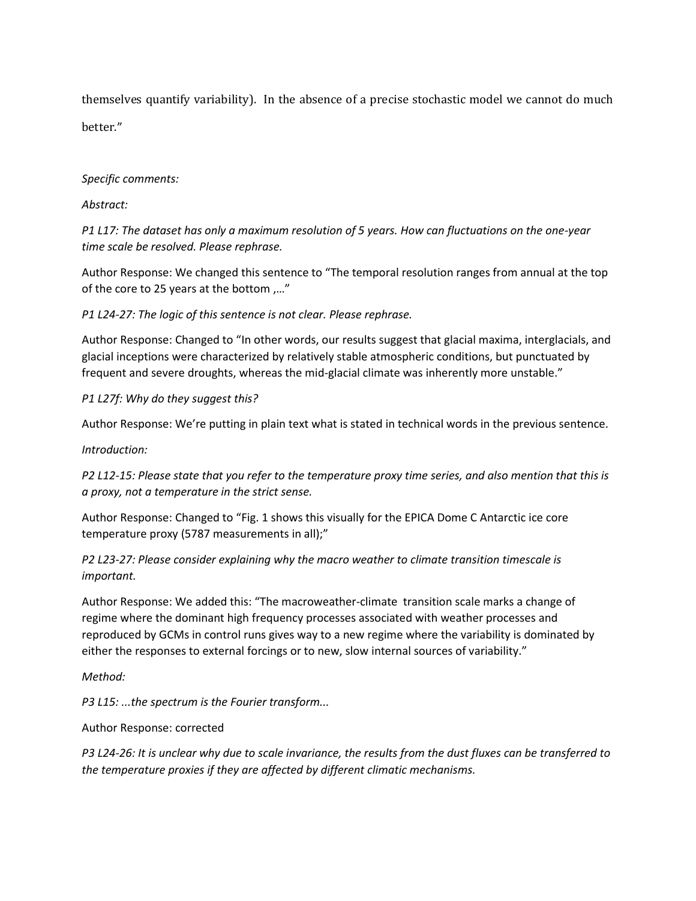themselves quantify variability). In the absence of a precise stochastic model we cannot do much better."

*Specific comments:*

*Abstract:*

*P1 L17: The dataset has only a maximum resolution of 5 years. How can fluctuations on the one-year time scale be resolved. Please rephrase.*

Author Response: We changed this sentence to "The temporal resolution ranges from annual at the top of the core to 25 years at the bottom ,…"

*P1 L24-27: The logic of this sentence is not clear. Please rephrase.*

Author Response: Changed to "In other words, our results suggest that glacial maxima, interglacials, and glacial inceptions were characterized by relatively stable atmospheric conditions, but punctuated by frequent and severe droughts, whereas the mid-glacial climate was inherently more unstable."

*P1 L27f: Why do they suggest this?*

Author Response: We're putting in plain text what is stated in technical words in the previous sentence.

*Introduction:*

*P2 L12-15: Please state that you refer to the temperature proxy time series, and also mention that this is a proxy, not a temperature in the strict sense.*

Author Response: Changed to "Fig. 1 shows this visually for the EPICA Dome C Antarctic ice core temperature proxy (5787 measurements in all);"

*P2 L23-27: Please consider explaining why the macro weather to climate transition timescale is important.*

Author Response: We added this: "The macroweather-climate transition scale marks a change of regime where the dominant high frequency processes associated with weather processes and reproduced by GCMs in control runs gives way to a new regime where the variability is dominated by either the responses to external forcings or to new, slow internal sources of variability."

*Method:*

*P3 L15: ...the spectrum is the Fourier transform...*

Author Response: corrected

*P3 L24-26: It is unclear why due to scale invariance, the results from the dust fluxes can be transferred to the temperature proxies if they are affected by different climatic mechanisms.*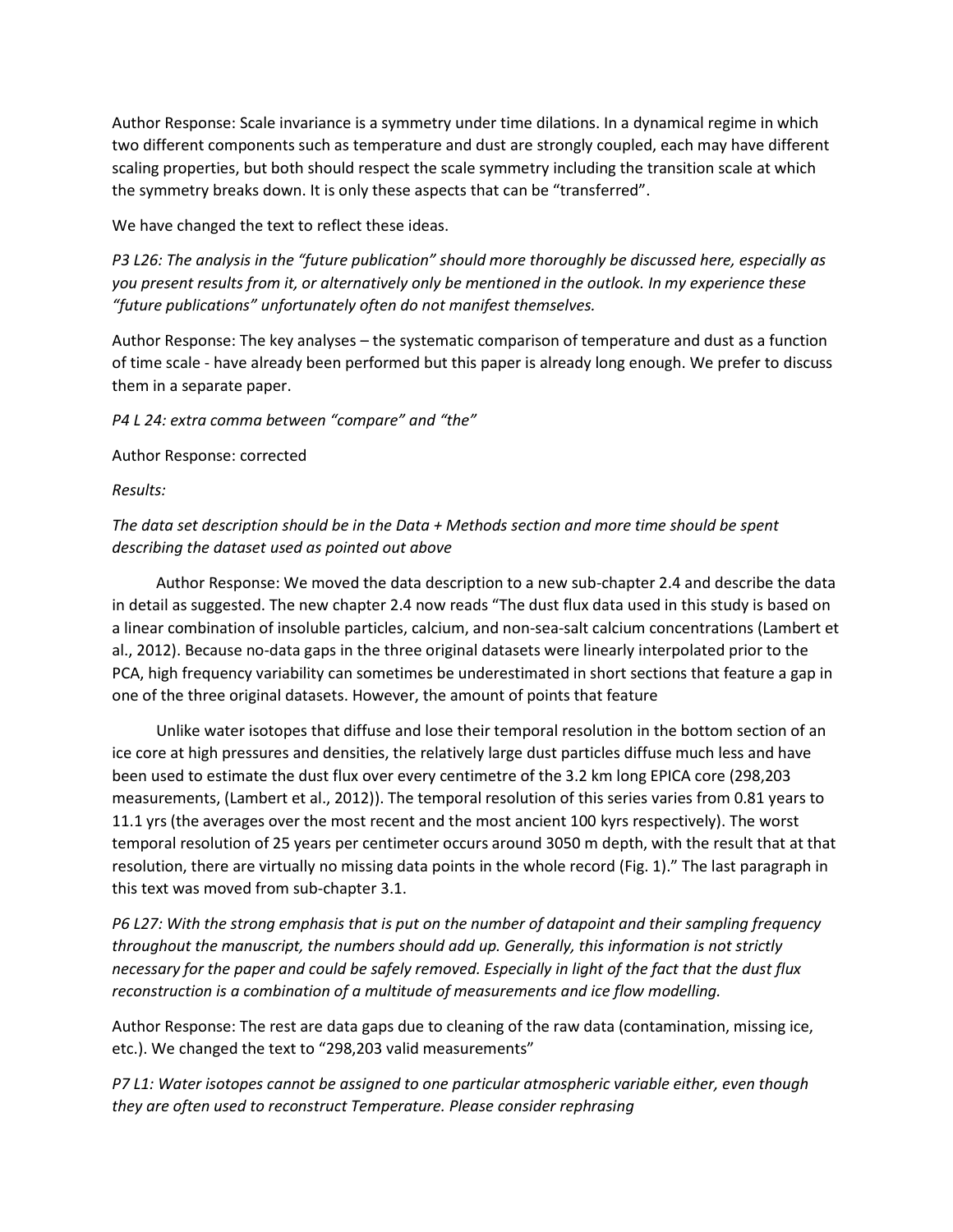Author Response: Scale invariance is a symmetry under time dilations. In a dynamical regime in which two different components such as temperature and dust are strongly coupled, each may have different scaling properties, but both should respect the scale symmetry including the transition scale at which the symmetry breaks down. It is only these aspects that can be "transferred".

We have changed the text to reflect these ideas.

*P3 L26: The analysis in the "future publication" should more thoroughly be discussed here, especially as you present results from it, or alternatively only be mentioned in the outlook. In my experience these "future publications" unfortunately often do not manifest themselves.*

Author Response: The key analyses – the systematic comparison of temperature and dust as a function of time scale - have already been performed but this paper is already long enough. We prefer to discuss them in a separate paper.

*P4 L 24: extra comma between "compare" and "the"*

Author Response: corrected

*Results:*

*The data set description should be in the Data + Methods section and more time should be spent describing the dataset used as pointed out above*

Author Response: We moved the data description to a new sub-chapter 2.4 and describe the data in detail as suggested. The new chapter 2.4 now reads "The dust flux data used in this study is based on a linear combination of insoluble particles, calcium, and non-sea-salt calcium concentrations (Lambert et al., 2012). Because no-data gaps in the three original datasets were linearly interpolated prior to the PCA, high frequency variability can sometimes be underestimated in short sections that feature a gap in one of the three original datasets. However, the amount of points that feature

Unlike water isotopes that diffuse and lose their temporal resolution in the bottom section of an ice core at high pressures and densities, the relatively large dust particles diffuse much less and have been used to estimate the dust flux over every centimetre of the 3.2 km long EPICA core (298,203 measurements, (Lambert et al., 2012)). The temporal resolution of this series varies from 0.81 years to 11.1 yrs (the averages over the most recent and the most ancient 100 kyrs respectively). The worst temporal resolution of 25 years per centimeter occurs around 3050 m depth, with the result that at that resolution, there are virtually no missing data points in the whole record (Fig. 1)." The last paragraph in this text was moved from sub-chapter 3.1.

*P6 L27: With the strong emphasis that is put on the number of datapoint and their sampling frequency throughout the manuscript, the numbers should add up. Generally, this information is not strictly necessary for the paper and could be safely removed. Especially in light of the fact that the dust flux reconstruction is a combination of a multitude of measurements and ice flow modelling.*

Author Response: The rest are data gaps due to cleaning of the raw data (contamination, missing ice, etc.). We changed the text to "298,203 valid measurements"

*P7 L1: Water isotopes cannot be assigned to one particular atmospheric variable either, even though they are often used to reconstruct Temperature. Please consider rephrasing*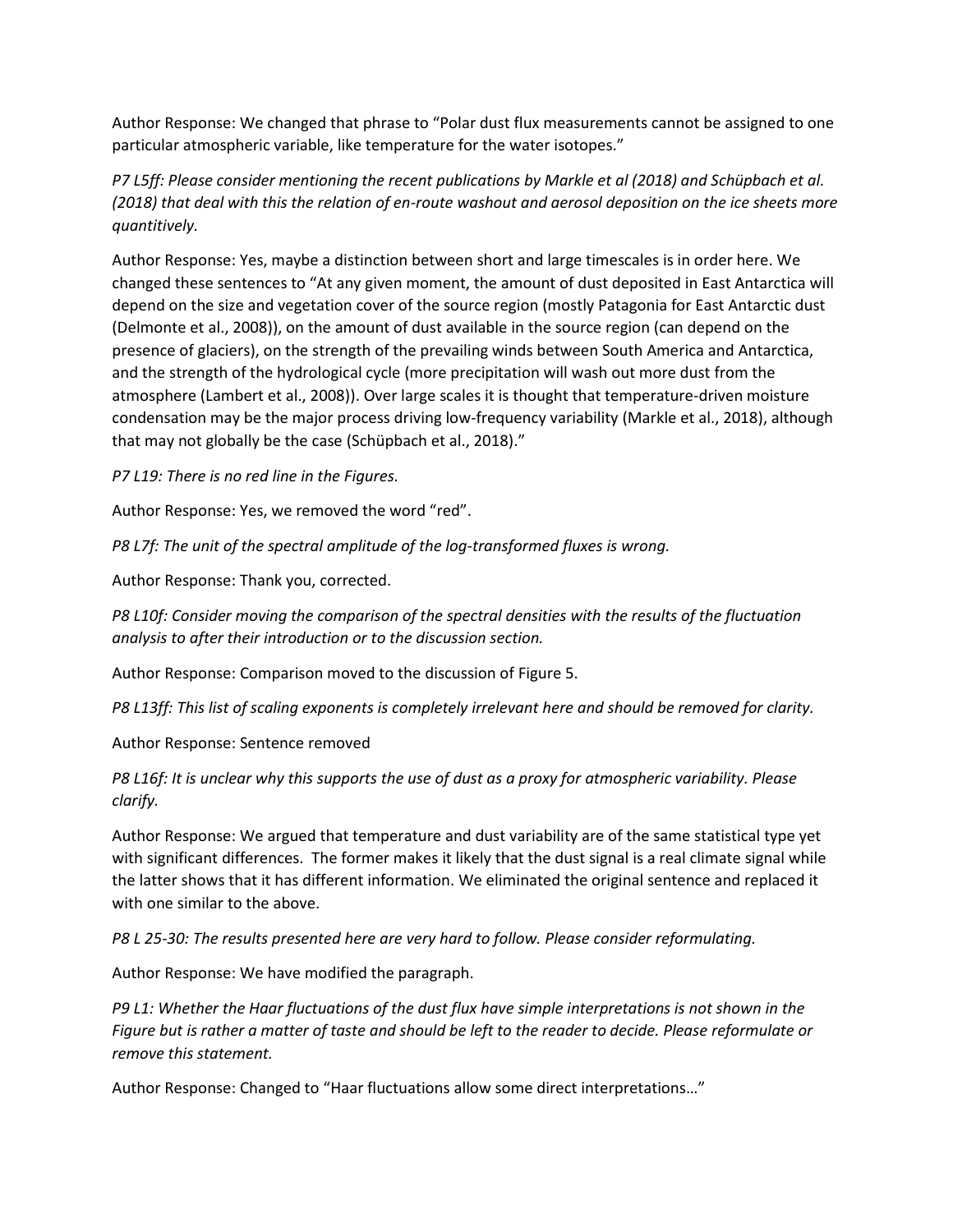Author Response: We changed that phrase to "Polar dust flux measurements cannot be assigned to one particular atmospheric variable, like temperature for the water isotopes."

*P7 L5ff: Please consider mentioning the recent publications by Markle et al (2018) and Schüpbach et al. (2018) that deal with this the relation of en-route washout and aerosol deposition on the ice sheets more quantitively.*

Author Response: Yes, maybe a distinction between short and large timescales is in order here. We changed these sentences to "At any given moment, the amount of dust deposited in East Antarctica will depend on the size and vegetation cover of the source region (mostly Patagonia for East Antarctic dust (Delmonte et al., 2008)), on the amount of dust available in the source region (can depend on the presence of glaciers), on the strength of the prevailing winds between South America and Antarctica, and the strength of the hydrological cycle (more precipitation will wash out more dust from the atmosphere (Lambert et al., 2008)). Over large scales it is thought that temperature-driven moisture condensation may be the major process driving low-frequency variability (Markle et al., 2018), although that may not globally be the case (Schüpbach et al., 2018)."

*P7 L19: There is no red line in the Figures.*

Author Response: Yes, we removed the word "red".

*P8 L7f: The unit of the spectral amplitude of the log-transformed fluxes is wrong.*

Author Response: Thank you, corrected.

*P8 L10f: Consider moving the comparison of the spectral densities with the results of the fluctuation analysis to after their introduction or to the discussion section.*

Author Response: Comparison moved to the discussion of Figure 5.

*P8 L13ff: This list of scaling exponents is completely irrelevant here and should be removed for clarity.*

Author Response: Sentence removed

*P8 L16f: It is unclear why this supports the use of dust as a proxy for atmospheric variability. Please clarify.*

Author Response: We argued that temperature and dust variability are of the same statistical type yet with significant differences. The former makes it likely that the dust signal is a real climate signal while the latter shows that it has different information. We eliminated the original sentence and replaced it with one similar to the above.

*P8 L 25-30: The results presented here are very hard to follow. Please consider reformulating.*

Author Response: We have modified the paragraph.

*P9 L1: Whether the Haar fluctuations of the dust flux have simple interpretations is not shown in the Figure but is rather a matter of taste and should be left to the reader to decide. Please reformulate or remove this statement.*

Author Response: Changed to "Haar fluctuations allow some direct interpretations…"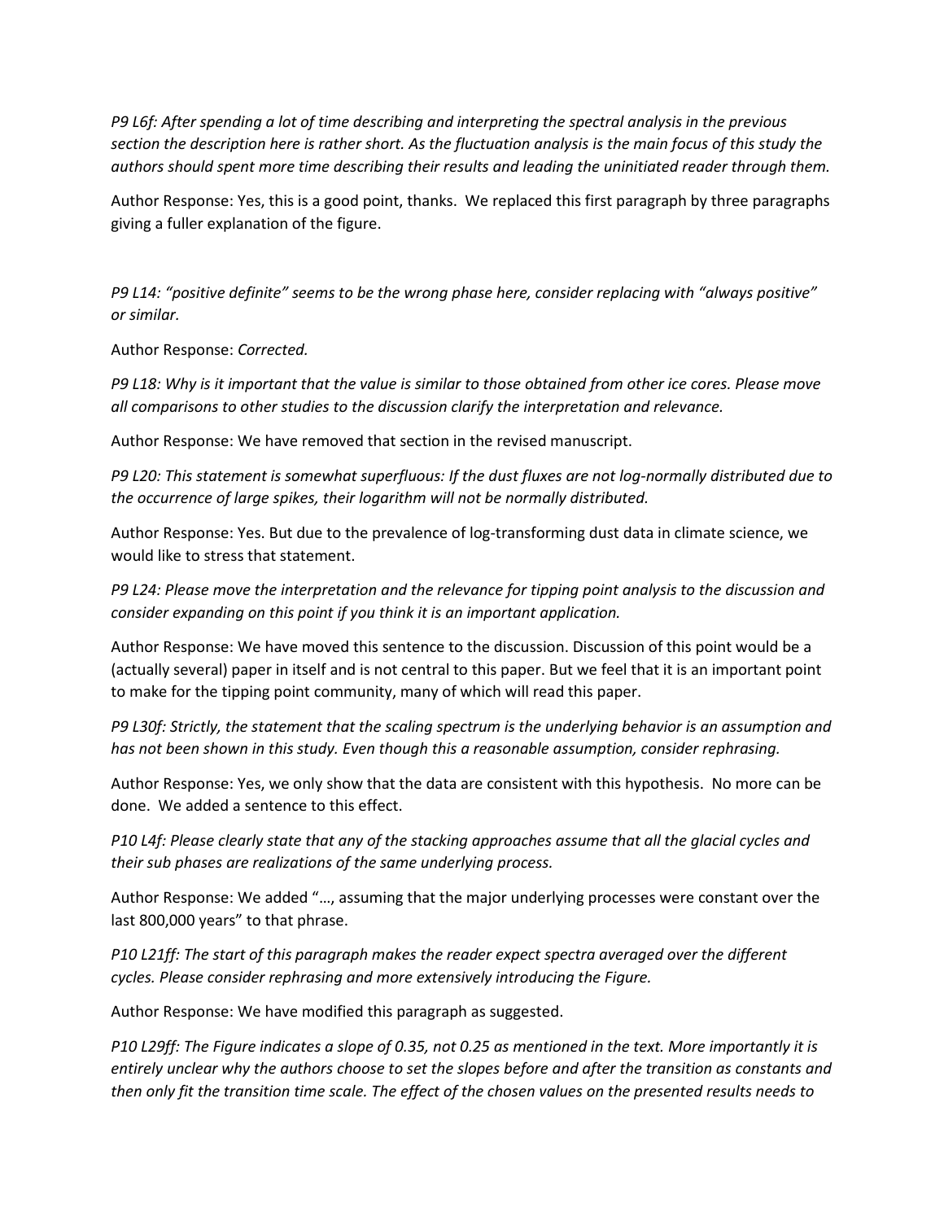*P9 L6f: After spending a lot of time describing and interpreting the spectral analysis in the previous section the description here is rather short. As the fluctuation analysis is the main focus of this study the authors should spent more time describing their results and leading the uninitiated reader through them.*

Author Response: Yes, this is a good point, thanks. We replaced this first paragraph by three paragraphs giving a fuller explanation of the figure.

*P9 L14: "positive definite" seems to be the wrong phase here, consider replacing with "always positive" or similar.*

Author Response: *Corrected.*

*P9 L18: Why is it important that the value is similar to those obtained from other ice cores. Please move all comparisons to other studies to the discussion clarify the interpretation and relevance.*

Author Response: We have removed that section in the revised manuscript.

*P9 L20: This statement is somewhat superfluous: If the dust fluxes are not log-normally distributed due to the occurrence of large spikes, their logarithm will not be normally distributed.*

Author Response: Yes. But due to the prevalence of log-transforming dust data in climate science, we would like to stress that statement.

*P9 L24: Please move the interpretation and the relevance for tipping point analysis to the discussion and consider expanding on this point if you think it is an important application.*

Author Response: We have moved this sentence to the discussion. Discussion of this point would be a (actually several) paper in itself and is not central to this paper. But we feel that it is an important point to make for the tipping point community, many of which will read this paper.

*P9 L30f: Strictly, the statement that the scaling spectrum is the underlying behavior is an assumption and has not been shown in this study. Even though this a reasonable assumption, consider rephrasing.*

Author Response: Yes, we only show that the data are consistent with this hypothesis. No more can be done. We added a sentence to this effect.

*P10 L4f: Please clearly state that any of the stacking approaches assume that all the glacial cycles and their sub phases are realizations of the same underlying process.*

Author Response: We added "…, assuming that the major underlying processes were constant over the last 800,000 years" to that phrase.

*P10 L21ff: The start of this paragraph makes the reader expect spectra averaged over the different cycles. Please consider rephrasing and more extensively introducing the Figure.*

Author Response: We have modified this paragraph as suggested.

*P10 L29ff: The Figure indicates a slope of 0.35, not 0.25 as mentioned in the text. More importantly it is entirely unclear why the authors choose to set the slopes before and after the transition as constants and then only fit the transition time scale. The effect of the chosen values on the presented results needs to*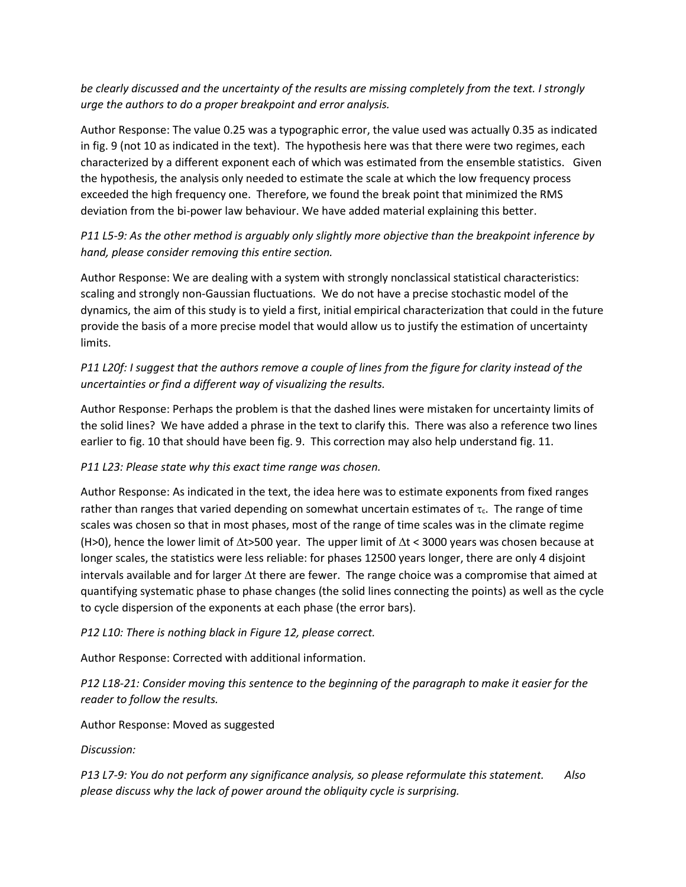*be clearly discussed and the uncertainty of the results are missing completely from the text. I strongly urge the authors to do a proper breakpoint and error analysis.*

Author Response: The value 0.25 was a typographic error, the value used was actually 0.35 as indicated in fig. 9 (not 10 as indicated in the text). The hypothesis here was that there were two regimes, each characterized by a different exponent each of which was estimated from the ensemble statistics. Given the hypothesis, the analysis only needed to estimate the scale at which the low frequency process exceeded the high frequency one. Therefore, we found the break point that minimized the RMS deviation from the bi-power law behaviour. We have added material explaining this better.

*P11 L5-9: As the other method is arguably only slightly more objective than the breakpoint inference by hand, please consider removing this entire section.*

Author Response: We are dealing with a system with strongly nonclassical statistical characteristics: scaling and strongly non-Gaussian fluctuations. We do not have a precise stochastic model of the dynamics, the aim of this study is to yield a first, initial empirical characterization that could in the future provide the basis of a more precise model that would allow us to justify the estimation of uncertainty limits.

*P11 L20f: I suggest that the authors remove a couple of lines from the figure for clarity instead of the uncertainties or find a different way of visualizing the results.*

Author Response: Perhaps the problem is that the dashed lines were mistaken for uncertainty limits of the solid lines? We have added a phrase in the text to clarify this. There was also a reference two lines earlier to fig. 10 that should have been fig. 9. This correction may also help understand fig. 11.

*P11 L23: Please state why this exact time range was chosen.*

Author Response: As indicated in the text, the idea here was to estimate exponents from fixed ranges rather than ranges that varied depending on somewhat uncertain estimates of $\tau_c$. The range of time scales was chosen so that in most phases, most of the range of time scales was in the climate regime ($H>0$), hence the lower limit of $\Delta t>500$ year. The upper limit of $\Delta t < 3000$ years was chosen because at longer scales, the statistics were less reliable: for phases 12500 years longer, there are only 4 disjoint intervals available and for larger $\Delta t$ there are fewer. The range choice was a compromise that aimed at quantifying systematic phase to phase changes (the solid lines connecting the points) as well as the cycle to cycle dispersion of the exponents at each phase (the error bars).

*P12 L10: There is nothing black in Figure 12, please correct.*

Author Response: Corrected with additional information.

*P12 L18-21: Consider moving this sentence to the beginning of the paragraph to make it easier for the reader to follow the results.*

Author Response: Moved as suggested

*Discussion:*

*P13 L7-9: You do not perform any significance analysis, so please reformulate this statement. Also please discuss why the lack of power around the obliquity cycle is surprising.*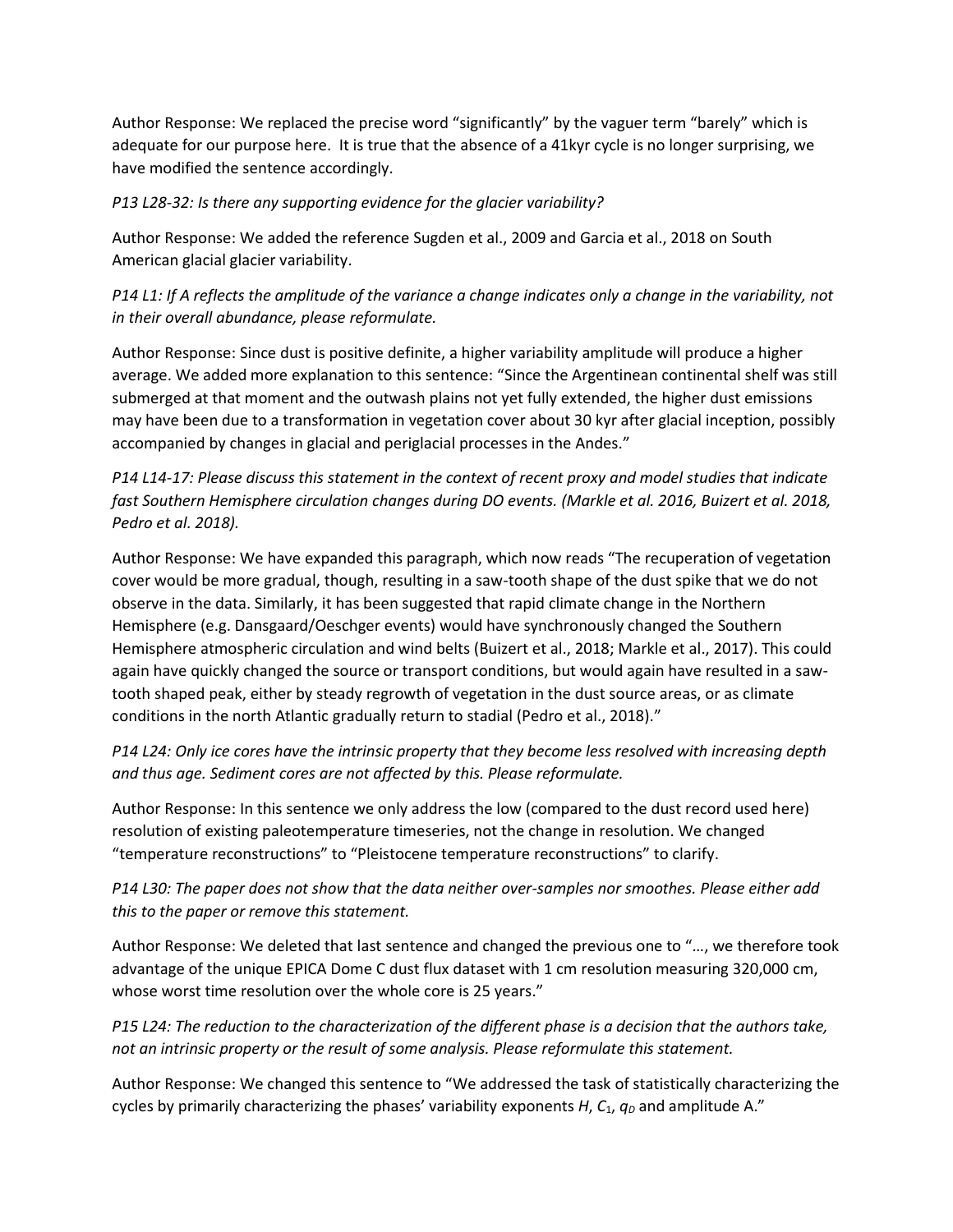Author Response: We replaced the precise word “significantly” by the vaguer term “barely” which is adequate for our purpose here. It is true that the absence of a 41kyr cycle is no longer surprising, we have modified the sentence accordingly.

*P13 L28-32: Is there any supporting evidence for the glacier variability?*

Author Response: We added the reference Sugden et al., 2009 and Garcia et al., 2018 on South American glacial glacier variability.

*P14 L1: If A reflects the amplitude of the variance a change indicates only a change in the variability, not in their overall abundance, please reformulate.*

Author Response: Since dust is positive definite, a higher variability amplitude will produce a higher average. We added more explanation to this sentence: “Since the Argentinean continental shelf was still submerged at that moment and the outwash plains not yet fully extended, the higher dust emissions may have been due to a transformation in vegetation cover about 30 kyr after glacial inception, possibly accompanied by changes in glacial and periglacial processes in the Andes.”

*P14 L14-17: Please discuss this statement in the context of recent proxy and model studies that indicate fast Southern Hemisphere circulation changes during DO events. (Markle et al. 2016, Buizert et al. 2018, Pedro et al. 2018).*

Author Response: We have expanded this paragraph, which now reads “The recuperation of vegetation cover would be more gradual, though, resulting in a saw-tooth shape of the dust spike that we do not observe in the data. Similarly, it has been suggested that rapid climate change in the Northern Hemisphere (e.g. Dansgaard/Oeschger events) would have synchronously changed the Southern Hemisphere atmospheric circulation and wind belts (Buizert et al., 2018; Markle et al., 2017). This could again have quickly changed the source or transport conditions, but would again have resulted in a saw-tooth shaped peak, either by steady regrowth of vegetation in the dust source areas, or as climate conditions in the north Atlantic gradually return to stadial (Pedro et al., 2018).”

*P14 L24: Only ice cores have the intrinsic property that they become less resolved with increasing depth and thus age. Sediment cores are not affected by this. Please reformulate.*

Author Response: In this sentence we only address the low (compared to the dust record used here) resolution of existing paleotemperature timeseries, not the change in resolution. We changed “temperature reconstructions” to “Pleistocene temperature reconstructions” to clarify.

*P14 L30: The paper does not show that the data neither over-samples nor smoothes. Please either add this to the paper or remove this statement.*

Author Response: We deleted that last sentence and changed the previous one to “…, we therefore took advantage of the unique EPICA Dome C dust flux dataset with 1 cm resolution measuring 320,000 cm, whose worst time resolution over the whole core is 25 years.”

*P15 L24: The reduction to the characterization of the different phase is a decision that the authors take, not an intrinsic property or the result of some analysis. Please reformulate this statement.*

Author Response: We changed this sentence to “We addressed the task of statistically characterizing the cycles by primarily characterizing the phases’ variability exponents $H$, $C_1$, $q_D$ and amplitude A.”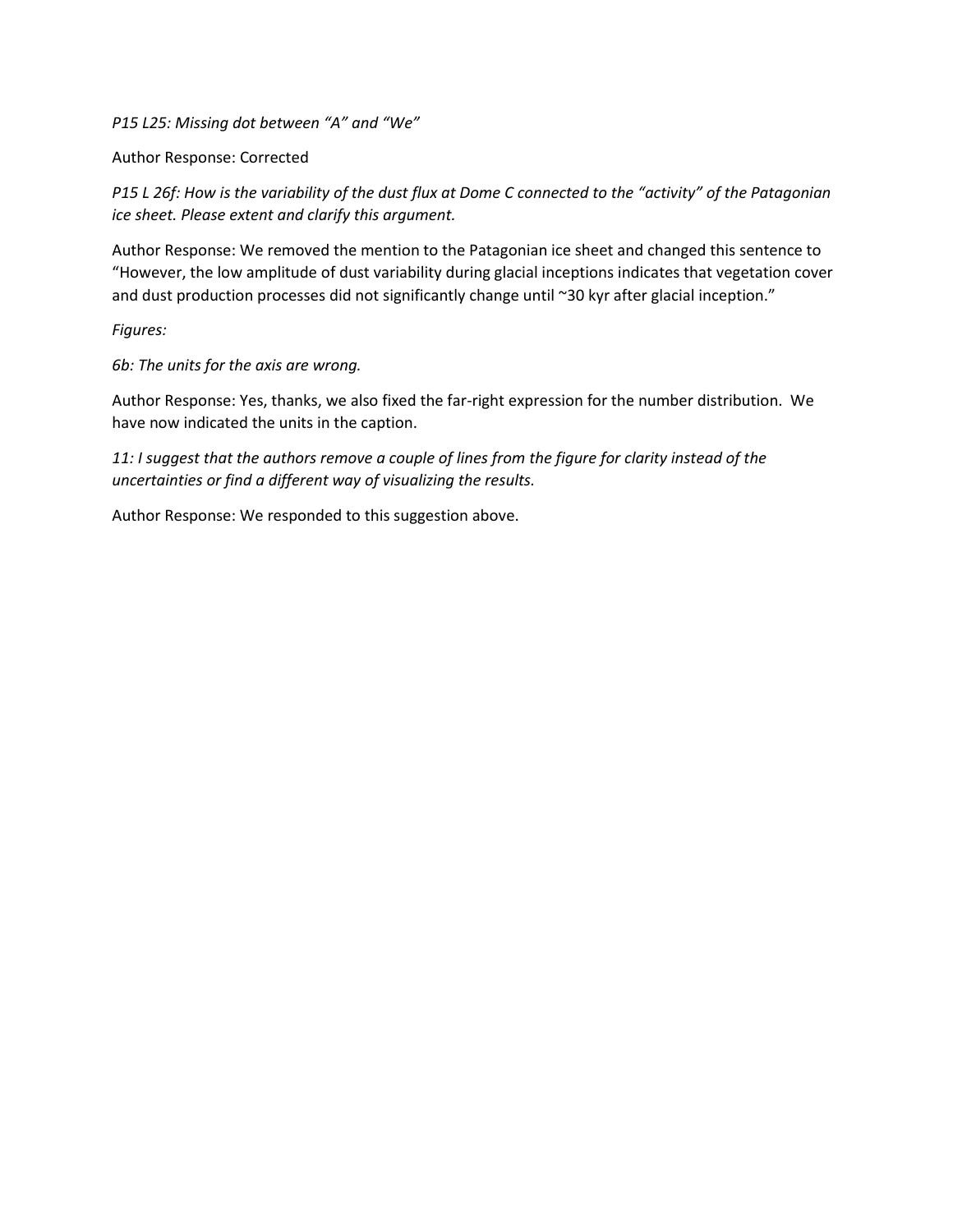*P15 L25: Missing dot between "A" and "We"*

Author Response: Corrected

*P15 L 26f: How is the variability of the dust flux at Dome C connected to the "activity" of the Patagonian ice sheet. Please extent and clarify this argument.*

Author Response: We removed the mention to the Patagonian ice sheet and changed this sentence to "However, the low amplitude of dust variability during glacial inceptions indicates that vegetation cover and dust production processes did not significantly change until ~30 kyr after glacial inception."

*Figures:*

*6b: The units for the axis are wrong.*

Author Response: Yes, thanks, we also fixed the far-right expression for the number distribution. We have now indicated the units in the caption.

*11: I suggest that the authors remove a couple of lines from the figure for clarity instead of the uncertainties or find a different way of visualizing the results.*

Author Response: We responded to this suggestion above.